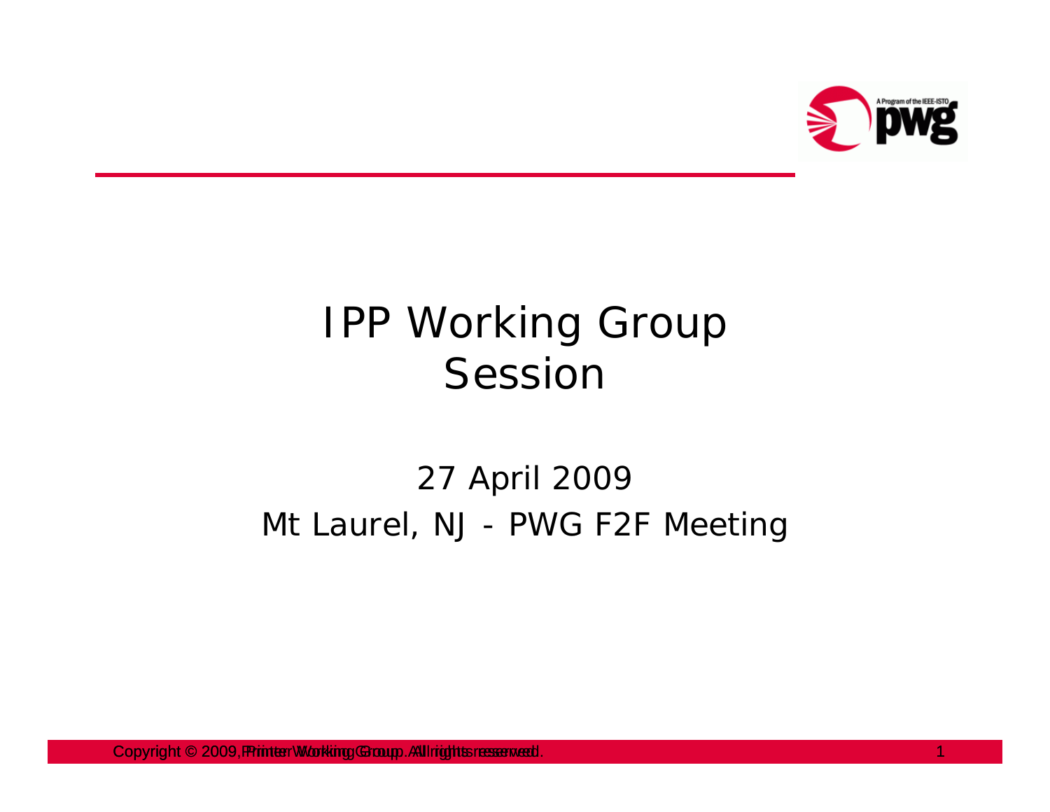# IPP Working Group Session

27 April 2009

Mt Laurel, NJ - PWG F2F Meeting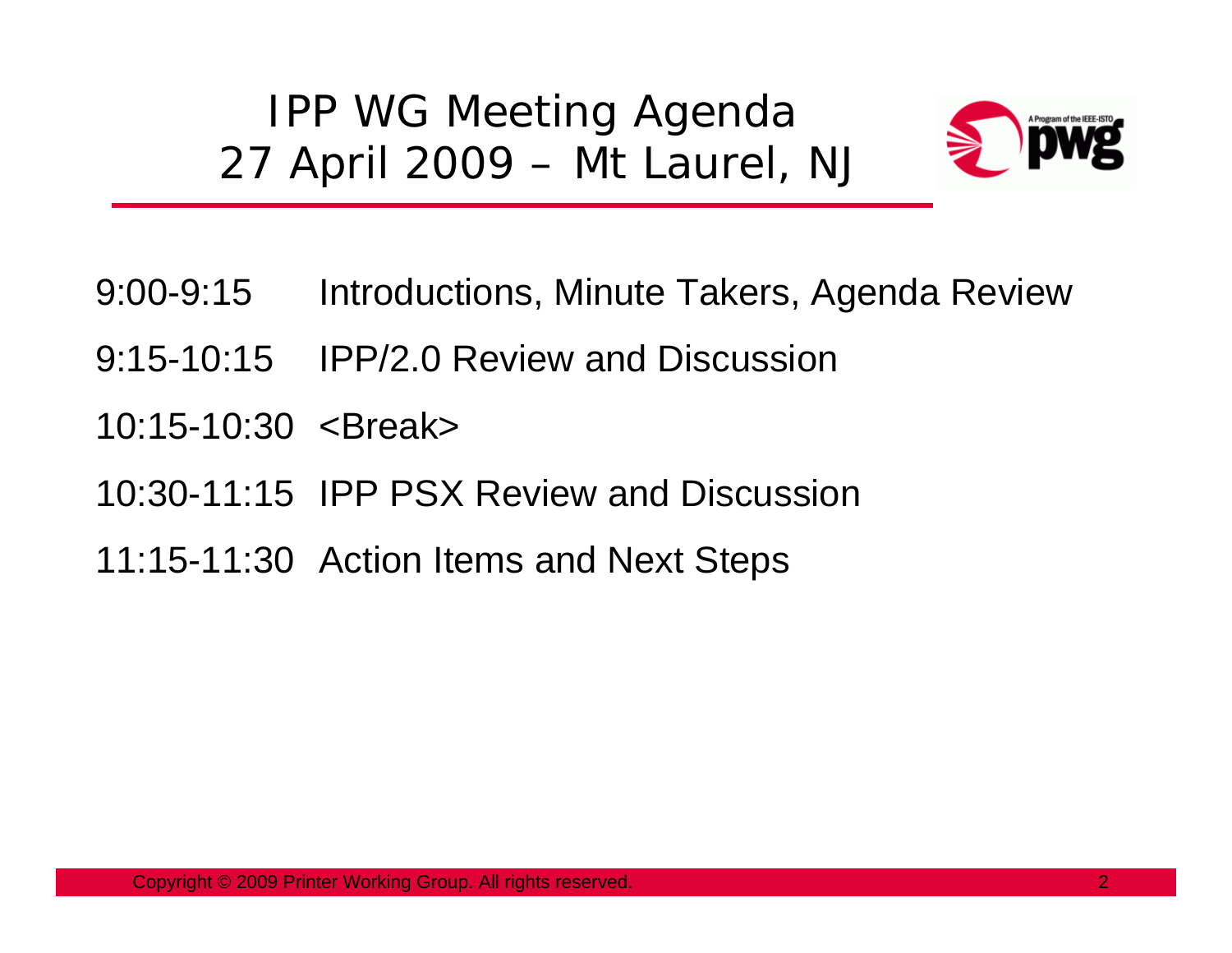# IPP WG Meeting Agenda
# 27 April 2009 – Mt Laurel, NJ

| Time | Item |
|---|---|
| 9:00-9:15 | Introductions, Minute Takers, Agenda Review |
| 9:15-10:15 | IPP/2.0 Review and Discussion |
| 10:15-10:30 | <Break> |
| 10:30-11:15 | IPP PSX Review and Discussion |
| 11:15-11:30 | Action Items and Next Steps |

Copyright © 2009 Printer Working Group. All rights reserved.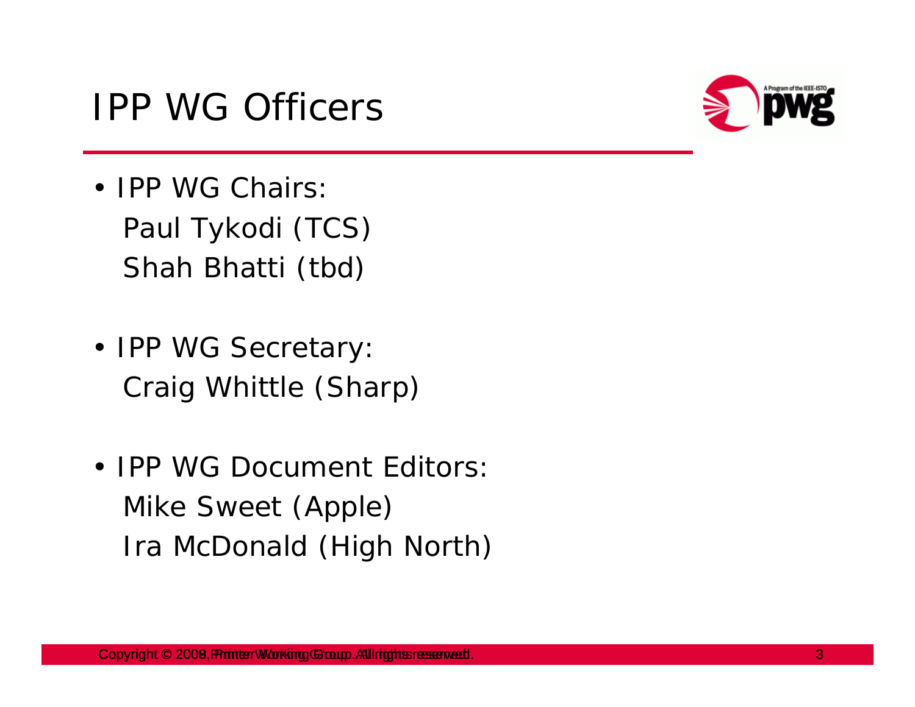# IPP WG Officers

- IPP WG Chairs:
  Paul Tykodi (TCS)
  Shah Bhatti (tbd)

- IPP WG Secretary:
  Craig Whittle (Sharp)

- IPP WG Document Editors:
  Mike Sweet (Apple)
  Ira McDonald (High North)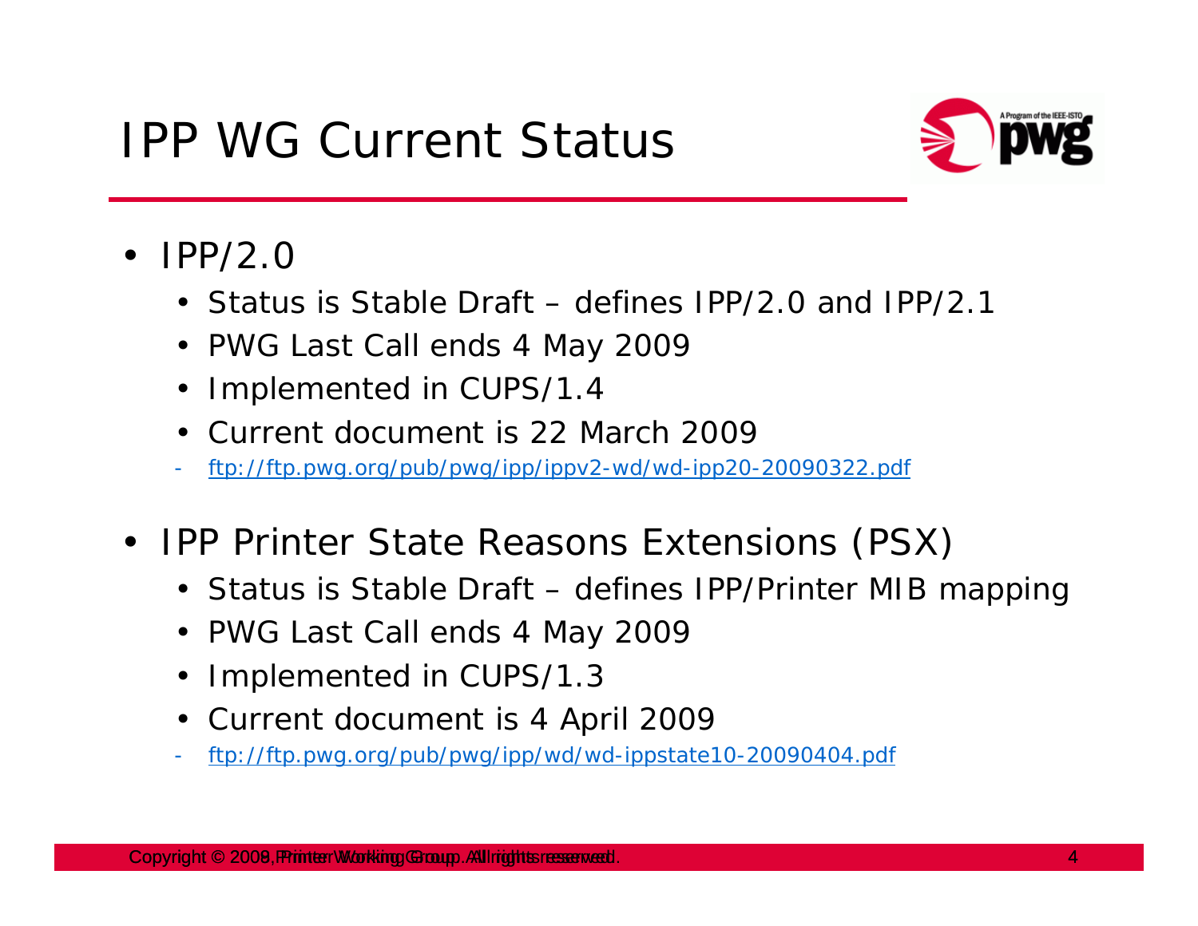# IPP WG Current Status

- IPP/2.0
  - Status is Stable Draft – defines IPP/2.0 and IPP/2.1
  - PWG Last Call ends 4 May 2009
  - Implemented in CUPS/1.4
  - Current document is 22 March 2009
    - ftp://ftp.pwg.org/pub/pwg/ipp/ippv2-wd/wd-ipp20-20090322.pdf
- IPP Printer State Reasons Extensions (PSX)
  - Status is Stable Draft – defines IPP/Printer MIB mapping
  - PWG Last Call ends 4 May 2009
  - Implemented in CUPS/1.3
  - Current document is 4 April 2009
    - ftp://ftp.pwg.org/pub/pwg/ipp/wd/wd-ippstate10-20090404.pdf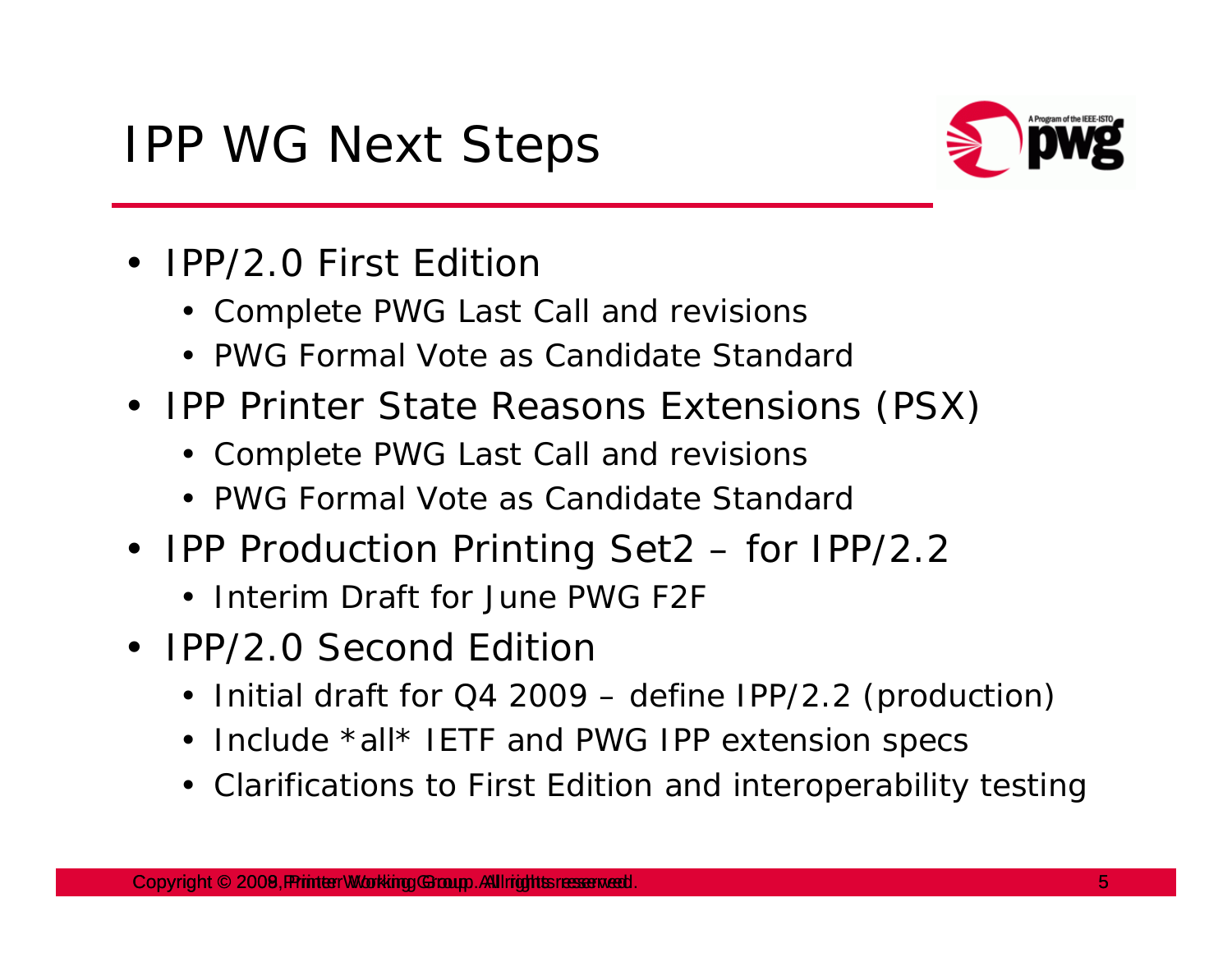# IPP WG Next Steps

- IPP/2.0 First Edition
  - Complete PWG Last Call and revisions
  - PWG Formal Vote as Candidate Standard
- IPP Printer State Reasons Extensions (PSX)
  - Complete PWG Last Call and revisions
  - PWG Formal Vote as Candidate Standard
- IPP Production Printing Set2 – for IPP/2.2
  - Interim Draft for June PWG F2F
- IPP/2.0 Second Edition
  - Initial draft for Q4 2009 – define IPP/2.2 (production)
  - Include *all* IETF and PWG IPP extension specs
  - Clarifications to First Edition and interoperability testing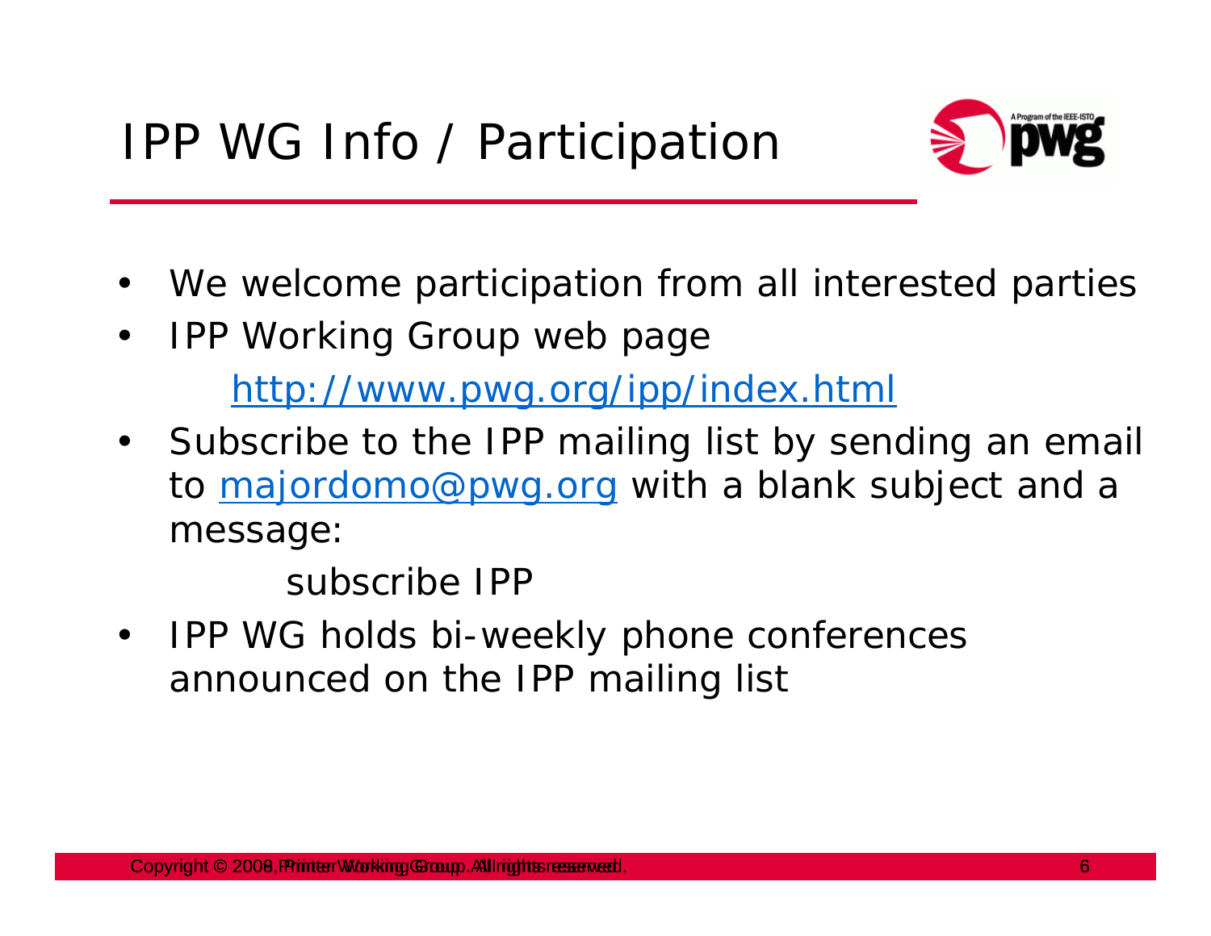# IPP WG Info / Participation

- We welcome participation from all interested parties
- IPP Working Group web page

  http://www.pwg.org/ipp/index.html

- Subscribe to the IPP mailing list by sending an email to majordomo@pwg.org with a blank subject and a message:

  subscribe IPP

- IPP WG holds bi-weekly phone conferences announced on the IPP mailing list